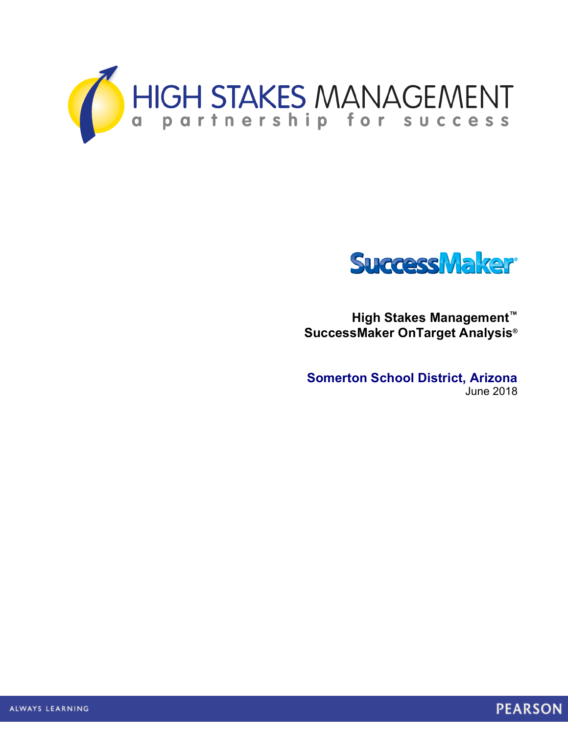# HIGH STAKES MANAGEMENT

a partnership for success

SuccessMaker®

**High Stakes Management™**
**SuccessMaker OnTarget Analysis®**

**Somerton School District, Arizona**
June 2018

ALWAYS LEARNING

PEARSON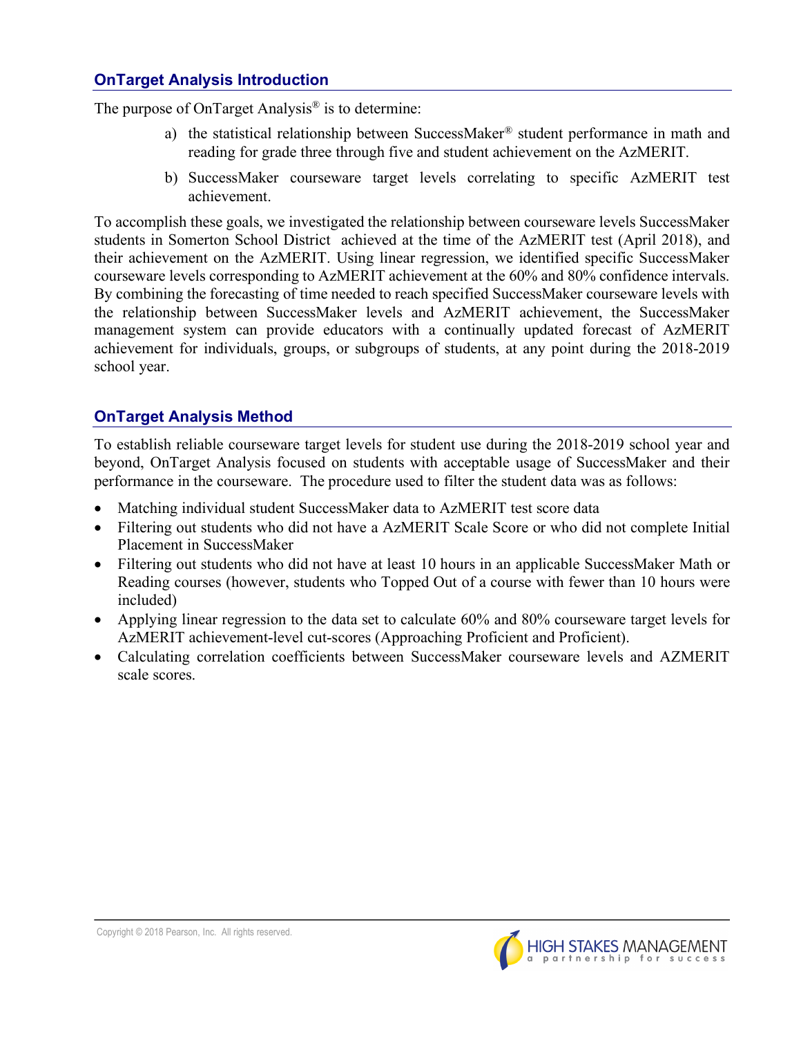## OnTarget Analysis Introduction

The purpose of OnTarget Analysis® is to determine:

a) the statistical relationship between SuccessMaker® student performance in math and reading for grade three through five and student achievement on the AzMERIT.

b) SuccessMaker courseware target levels correlating to specific AzMERIT test achievement.

To accomplish these goals, we investigated the relationship between courseware levels SuccessMaker students in Somerton School District achieved at the time of the AzMERIT test (April 2018), and their achievement on the AzMERIT. Using linear regression, we identified specific SuccessMaker courseware levels corresponding to AzMERIT achievement at the 60% and 80% confidence intervals. By combining the forecasting of time needed to reach specified SuccessMaker courseware levels with the relationship between SuccessMaker levels and AzMERIT achievement, the SuccessMaker management system can provide educators with a continually updated forecast of AzMERIT achievement for individuals, groups, or subgroups of students, at any point during the 2018-2019 school year.

## OnTarget Analysis Method

To establish reliable courseware target levels for student use during the 2018-2019 school year and beyond, OnTarget Analysis focused on students with acceptable usage of SuccessMaker and their performance in the courseware. The procedure used to filter the student data was as follows:

- Matching individual student SuccessMaker data to AzMERIT test score data
- Filtering out students who did not have a AzMERIT Scale Score or who did not complete Initial Placement in SuccessMaker
- Filtering out students who did not have at least 10 hours in an applicable SuccessMaker Math or Reading courses (however, students who Topped Out of a course with fewer than 10 hours were included)
- Applying linear regression to the data set to calculate 60% and 80% courseware target levels for AzMERIT achievement-level cut-scores (Approaching Proficient and Proficient).
- Calculating correlation coefficients between SuccessMaker courseware levels and AZMERIT scale scores.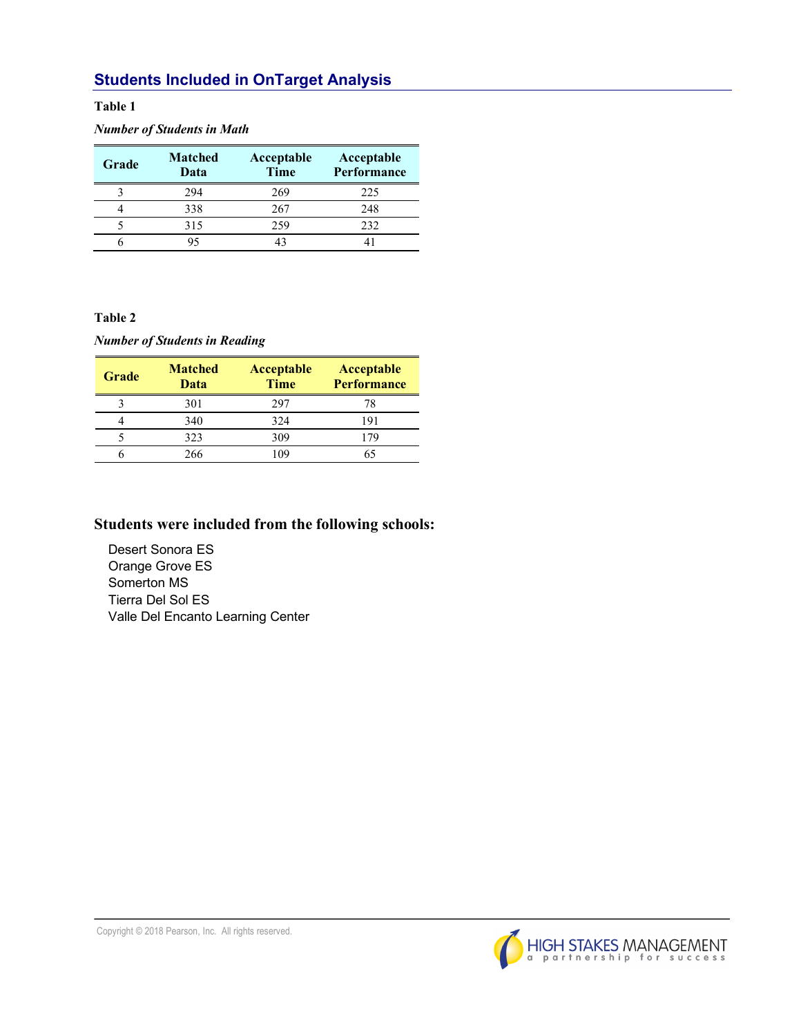## Students Included in OnTarget Analysis

**Table 1**

*Number of Students in Math*

| Grade | Matched Data | Acceptable Time | Acceptable Performance |
|---|---|---|---|
| 3 | 294 | 269 | 225 |
| 4 | 338 | 267 | 248 |
| 5 | 315 | 259 | 232 |
| 6 | 95 | 43 | 41 |

**Table 2**

*Number of Students in Reading*

| Grade | Matched Data | Acceptable Time | Acceptable Performance |
|---|---|---|---|
| 3 | 301 | 297 | 78 |
| 4 | 340 | 324 | 191 |
| 5 | 323 | 309 | 179 |
| 6 | 266 | 109 | 65 |

### Students were included from the following schools:

Desert Sonora ES
Orange Grove ES
Somerton MS
Tierra Del Sol ES
Valle Del Encanto Learning Center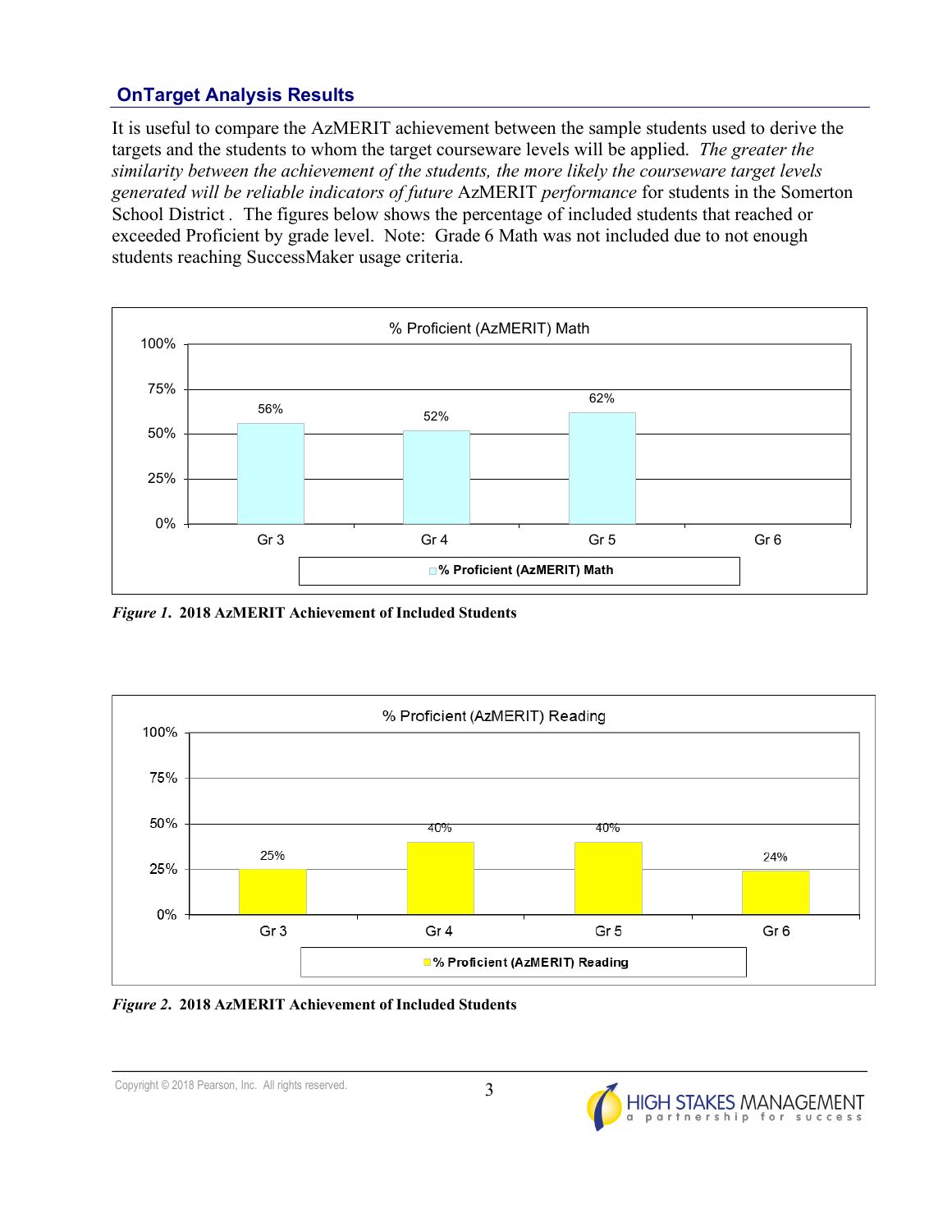## OnTarget Analysis Results

It is useful to compare the AzMERIT achievement between the sample students used to derive the targets and the students to whom the target courseware levels will be applied. *The greater the similarity between the achievement of the students, the more likely the courseware target levels generated will be reliable indicators of future* AzMERIT *performance* for students in the Somerton School District . The figures below shows the percentage of included students that reached or exceeded Proficient by grade level. Note: Grade 6 Math was not included due to not enough students reaching SuccessMaker usage criteria.

% Proficient (AzMERIT) Math

100%
75%
50%
25%
0%

56%
52%
62%

Gr 3
Gr 4
Gr 5
Gr 6

% Proficient (AzMERIT) Math

***Figure 1*. 2018 AzMERIT Achievement of Included Students**

% Proficient (AzMERIT) Reading

100%
75%
50%
25%
0%

25%
40%
40%
24%

Gr 3
Gr 4
Gr 5
Gr 6

% Proficient (AzMERIT) Reading

***Figure 2*. 2018 AzMERIT Achievement of Included Students**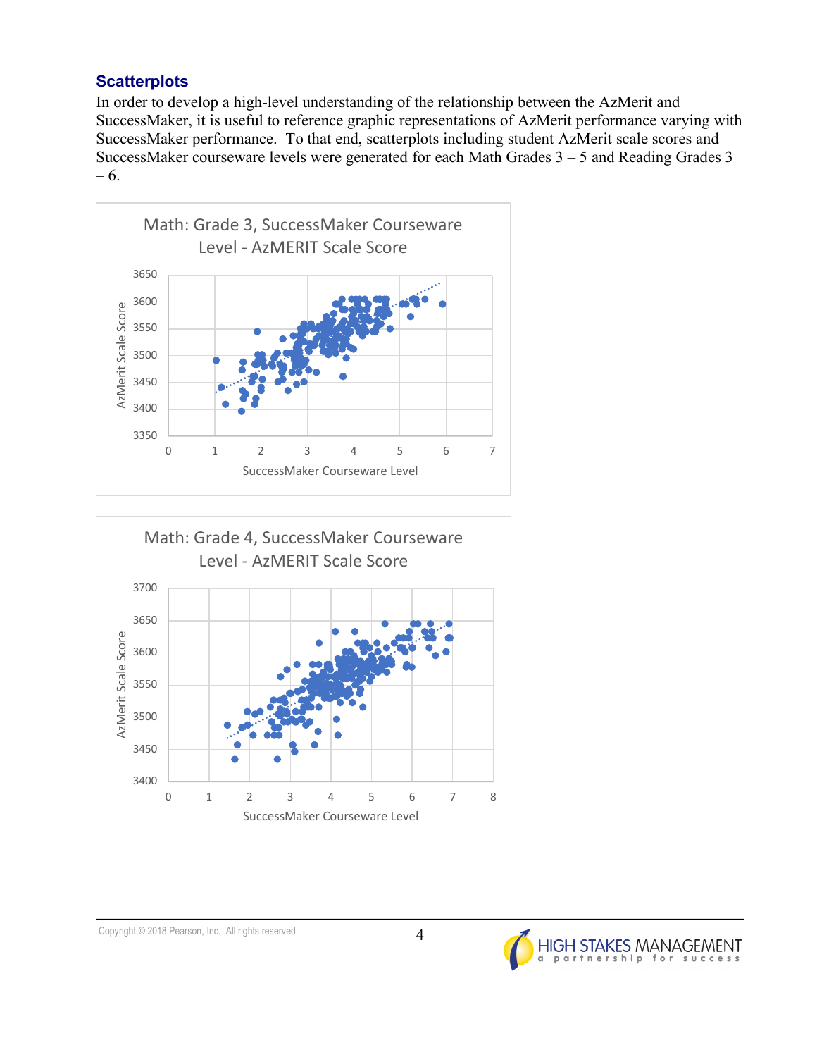## Scatterplots

In order to develop a high-level understanding of the relationship between the AzMerit and SuccessMaker, it is useful to reference graphic representations of AzMerit performance varying with SuccessMaker performance. To that end, scatterplots including student AzMerit scale scores and SuccessMaker courseware levels were generated for each Math Grades 3 – 5 and Reading Grades 3 – 6.

Math: Grade 3, SuccessMaker Courseware Level - AzMERIT Scale Score

AzMerit Scale Score

3650
3600
3550
3500
3450
3400
3350

0 1 2 3 4 5 6 7

SuccessMaker Courseware Level

Math: Grade 4, SuccessMaker Courseware Level - AzMERIT Scale Score

AzMerit Scale Score

3700
3650
3600
3550
3500
3450
3400

0 1 2 3 4 5 6 7 8

SuccessMaker Courseware Level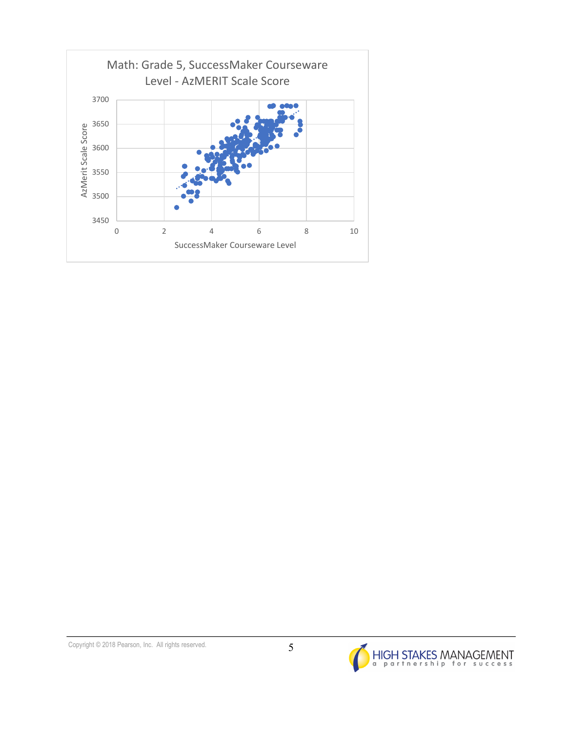Math: Grade 5, SuccessMaker Courseware Level - AzMERIT Scale Score

AzMerit Scale Score

3700
3650
3600
3550
3500
3450

0
2
4
6
8
10

SuccessMaker Courseware Level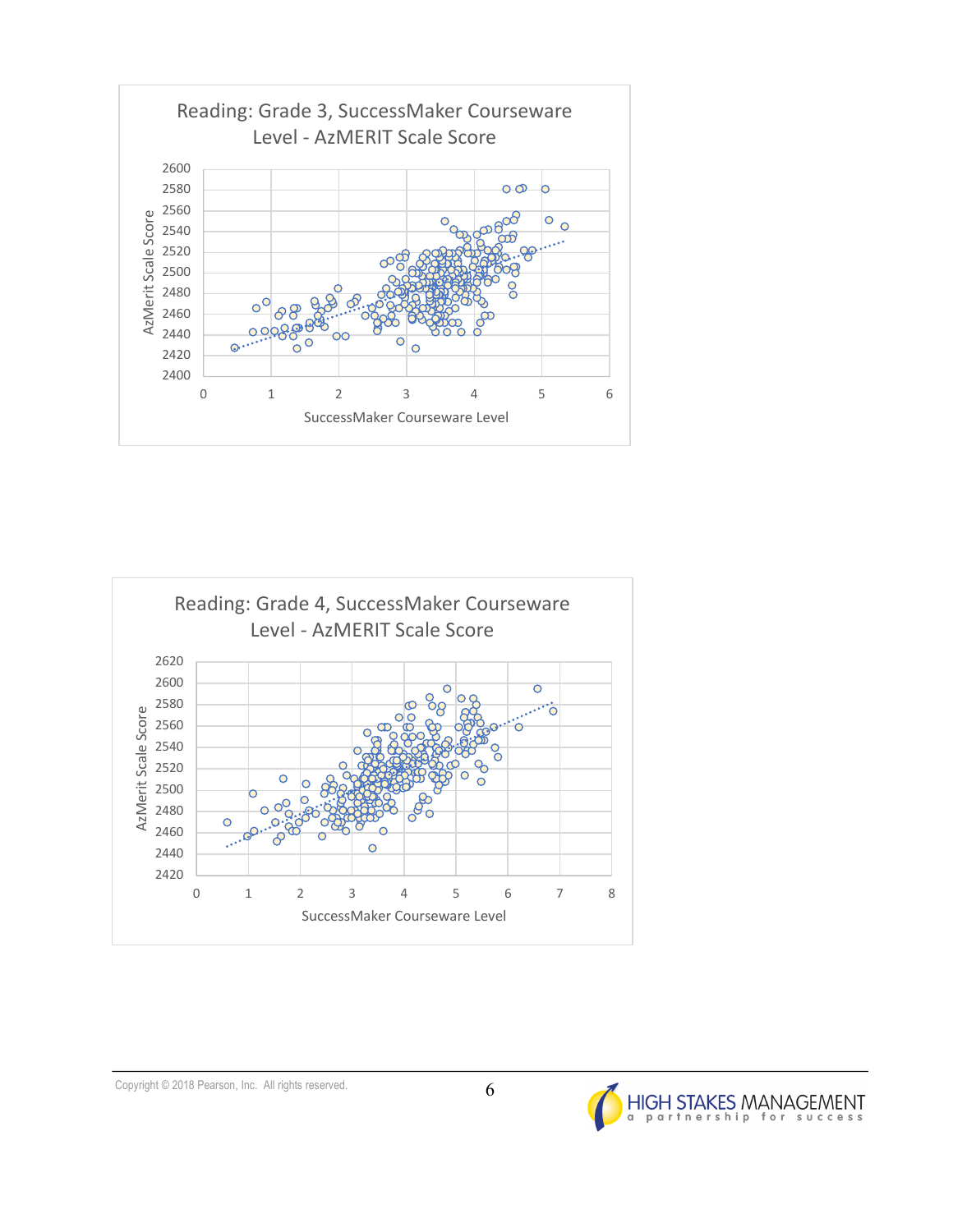Reading: Grade 3, SuccessMaker Courseware Level - AzMERIT Scale Score

2600
2580
2560
2540
2520
2500
2480
2460
2440
2420
2400

AzMerit Scale Score

0 1 2 3 4 5 6

SuccessMaker Courseware Level

Reading: Grade 4, SuccessMaker Courseware Level - AzMERIT Scale Score

2620
2600
2580
2560
2540
2520
2500
2480
2460
2440
2420

AzMerit Scale Score

0 1 2 3 4 5 6 7 8

SuccessMaker Courseware Level

Copyright © 2018 Pearson, Inc. All rights reserved.

HIGH STAKES MANAGEMENT
a partnership for success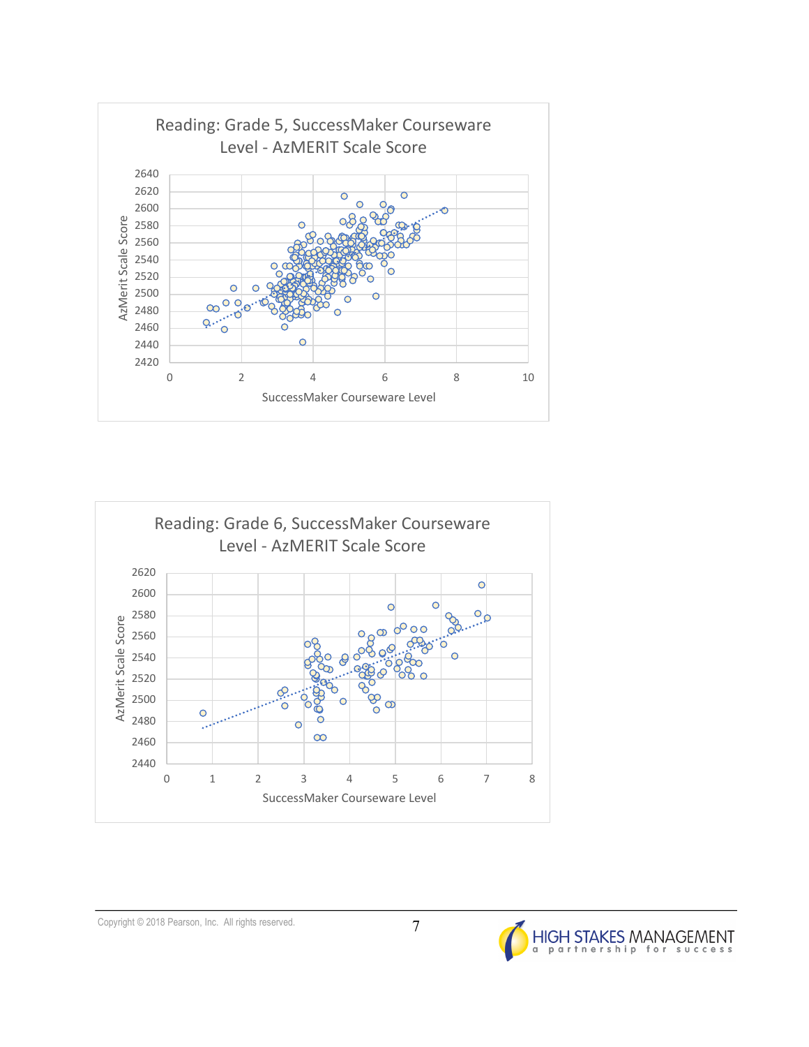Reading: Grade 5, SuccessMaker Courseware Level - AzMERIT Scale Score

AzMerit Scale Score

2640
2620
2600
2580
2560
2540
2520
2500
2480
2460
2440
2420

0
2
4
6
8
10

SuccessMaker Courseware Level

Reading: Grade 6, SuccessMaker Courseware Level - AzMERIT Scale Score

AzMerit Scale Score

2620
2600
2580
2560
2540
2520
2500
2480
2460
2440

0
1
2
3
4
5
6
7
8

SuccessMaker Courseware Level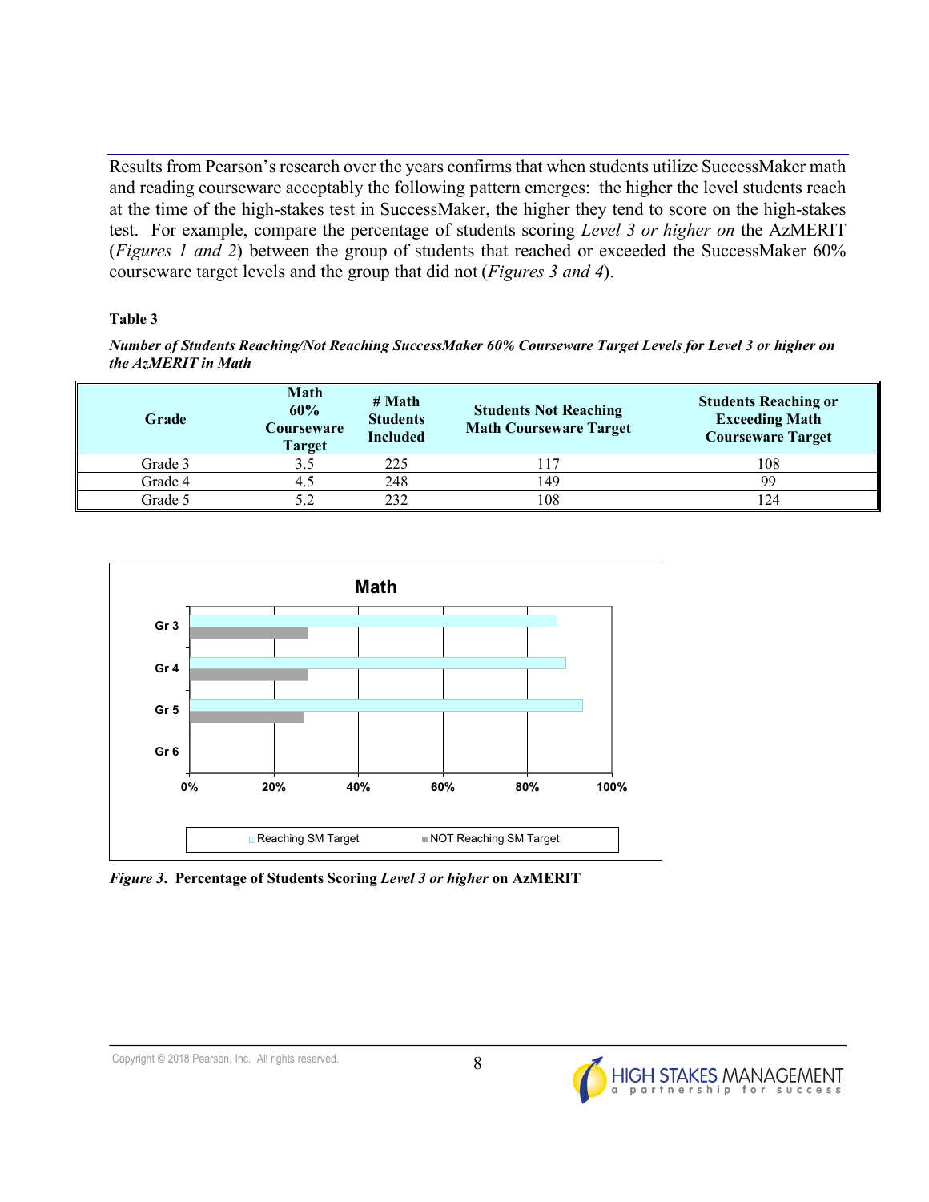Results from Pearson's research over the years confirms that when students utilize SuccessMaker math and reading courseware acceptably the following pattern emerges: the higher the level students reach at the time of the high-stakes test in SuccessMaker, the higher they tend to score on the high-stakes test. For example, compare the percentage of students scoring *Level 3 or higher on* the AzMERIT (*Figures 1 and 2*) between the group of students that reached or exceeded the SuccessMaker 60% courseware target levels and the group that did not (*Figures 3 and 4*).

**Table 3**

***Number of Students Reaching/Not Reaching SuccessMaker 60% Courseware Target Levels for Level 3 or higher on the AzMERIT in Math***

| Grade | Math 60% Courseware Target | # Math Students Included | Students Not Reaching Math Courseware Target | Students Reaching or Exceeding Math Courseware Target |
|---|---|---|---|---|
| Grade 3 | 3.5 | 225 | 117 | 108 |
| Grade 4 | 4.5 | 248 | 149 | 99 |
| Grade 5 | 5.2 | 232 | 108 | 124 |

Math

Gr 3
Gr 4
Gr 5
Gr 6

0% 20% 40% 60% 80% 100%

Reaching SM Target
NOT Reaching SM Target

***Figure 3*. Percentage of Students Scoring *Level 3 or higher* on AzMERIT**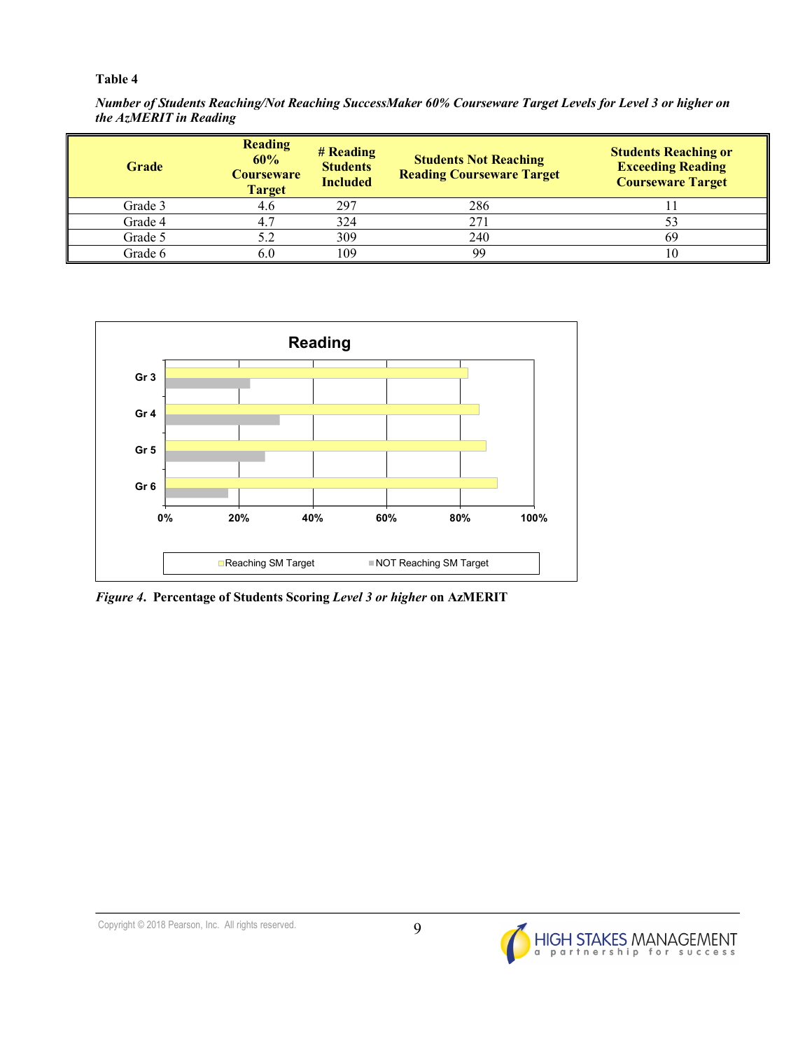**Table 4**

***Number of Students Reaching/Not Reaching SuccessMaker 60% Courseware Target Levels for Level 3 or higher on the AzMERIT in Reading***

| Grade | Reading 60% Courseware Target | # Reading Students Included | Students Not Reaching Reading Courseware Target | Students Reaching or Exceeding Reading Courseware Target |
|---|---|---|---|---|
| Grade 3 | 4.6 | 297 | 286 | 11 |
| Grade 4 | 4.7 | 324 | 271 | 53 |
| Grade 5 | 5.2 | 309 | 240 | 69 |
| Grade 6 | 6.0 | 109 | 99 | 10 |

Reading

Gr 3
Gr 4
Gr 5
Gr 6

0%
20%
40%
60%
80%
100%

Reaching SM Target
NOT Reaching SM Target

***Figure 4*. Percentage of Students Scoring *Level 3 or higher* on AzMERIT**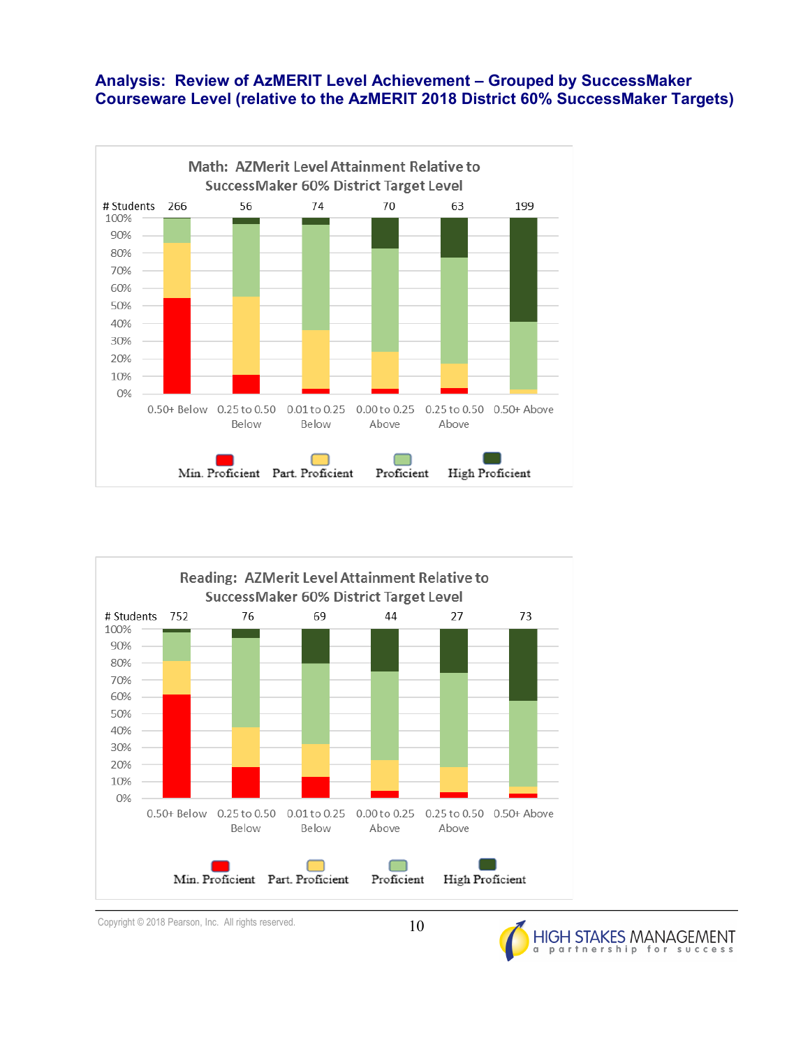## Analysis: Review of AzMERIT Level Achievement – Grouped by SuccessMaker Courseware Level (relative to the AzMERIT 2018 District 60% SuccessMaker Targets)

Math: AZMerit Level Attainment Relative to SuccessMaker 60% District Target Level

# Students 266 56 74 70 63 199

100% 90% 80% 70% 60% 50% 40% 30% 20% 10% 0%

0.50+ Below | 0.25 to 0.50 Below | 0.01 to 0.25 Below | 0.00 to 0.25 Above | 0.25 to 0.50 Above | 0.50+ Above

Min. Proficient | Part. Proficient | Proficient | High Proficient

Reading: AZMerit Level Attainment Relative to SuccessMaker 60% District Target Level

# Students 752 76 69 44 27 73

100% 90% 80% 70% 60% 50% 40% 30% 20% 10% 0%

0.50+ Below | 0.25 to 0.50 Below | 0.01 to 0.25 Below | 0.00 to 0.25 Above | 0.25 to 0.50 Above | 0.50+ Above

Min. Proficient | Part. Proficient | Proficient | High Proficient

Copyright © 2018 Pearson, Inc. All rights reserved.

HIGH STAKES MANAGEMENT a partnership for success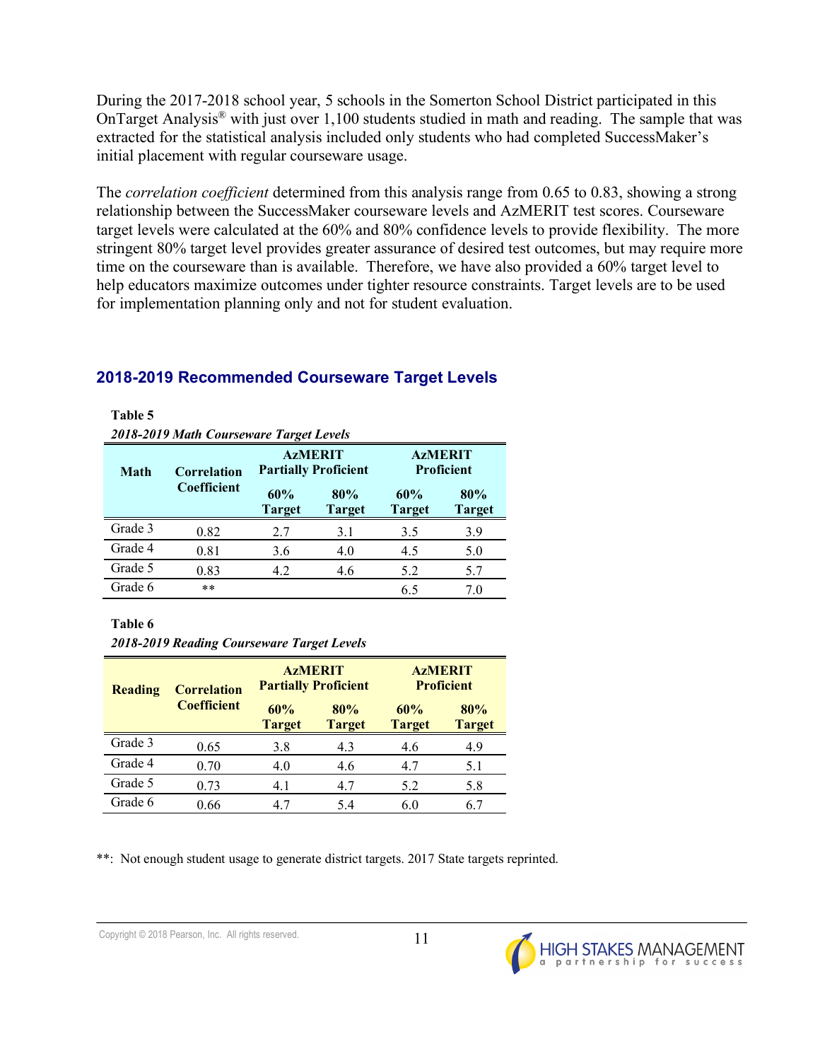During the 2017-2018 school year, 5 schools in the Somerton School District participated in this OnTarget Analysis® with just over 1,100 students studied in math and reading. The sample that was extracted for the statistical analysis included only students who had completed SuccessMaker's initial placement with regular courseware usage.

The *correlation coefficient* determined from this analysis range from 0.65 to 0.83, showing a strong relationship between the SuccessMaker courseware levels and AzMERIT test scores. Courseware target levels were calculated at the 60% and 80% confidence levels to provide flexibility. The more stringent 80% target level provides greater assurance of desired test outcomes, but may require more time on the courseware than is available. Therefore, we have also provided a 60% target level to help educators maximize outcomes under tighter resource constraints. Target levels are to be used for implementation planning only and not for student evaluation.

## 2018-2019 Recommended Courseware Target Levels

**Table 5**

***2018-2019 Math Courseware Target Levels***

| Math | Correlation Coefficient | AzMERIT Partially Proficient | | AzMERIT Proficient | |
|---|---|---|---|---|---|
| | | 60% Target | 80% Target | 60% Target | 80% Target |
| Grade 3 | 0.82 | 2.7 | 3.1 | 3.5 | 3.9 |
| Grade 4 | 0.81 | 3.6 | 4.0 | 4.5 | 5.0 |
| Grade 5 | 0.83 | 4.2 | 4.6 | 5.2 | 5.7 |
| Grade 6 | ** | | | 6.5 | 7.0 |

**Table 6**

***2018-2019 Reading Courseware Target Levels***

| Reading | Correlation Coefficient | AzMERIT Partially Proficient | | AzMERIT Proficient | |
|---|---|---|---|---|---|
| | | 60% Target | 80% Target | 60% Target | 80% Target |
| Grade 3 | 0.65 | 3.8 | 4.3 | 4.6 | 4.9 |
| Grade 4 | 0.70 | 4.0 | 4.6 | 4.7 | 5.1 |
| Grade 5 | 0.73 | 4.1 | 4.7 | 5.2 | 5.8 |
| Grade 6 | 0.66 | 4.7 | 5.4 | 6.0 | 6.7 |

**: Not enough student usage to generate district targets. 2017 State targets reprinted.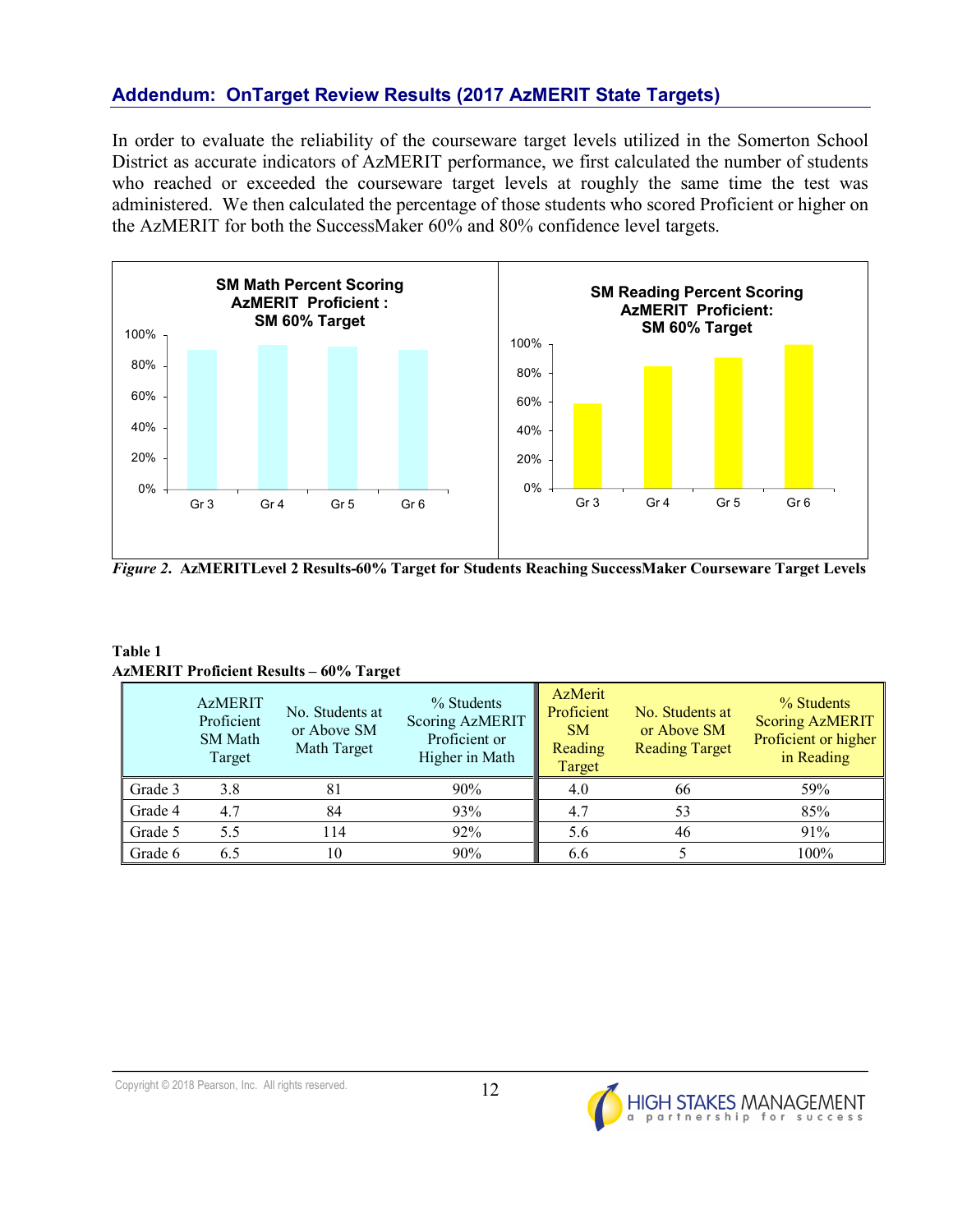## Addendum: OnTarget Review Results (2017 AzMERIT State Targets)

In order to evaluate the reliability of the courseware target levels utilized in the Somerton School District as accurate indicators of AzMERIT performance, we first calculated the number of students who reached or exceeded the courseware target levels at roughly the same time the test was administered. We then calculated the percentage of those students who scored Proficient or higher on the AzMERIT for both the SuccessMaker 60% and 80% confidence level targets.

SM Math Percent Scoring AzMERIT Proficient : SM 60% Target

100%
80%
60%
40%
20%
0%

Gr 3
Gr 4
Gr 5
Gr 6

SM Reading Percent Scoring AzMERIT Proficient: SM 60% Target

100%
80%
60%
40%
20%
0%

Gr 3
Gr 4
Gr 5
Gr 6

***Figure 2*. AzMERITLevel 2 Results-60% Target for Students Reaching SuccessMaker Courseware Target Levels**

**Table 1**
**AzMERIT Proficient Results – 60% Target**

| | AzMERIT Proficient SM Math Target | No. Students at or Above SM Math Target | % Students Scoring AzMERIT Proficient or Higher in Math | AzMerit Proficient SM Reading Target | No. Students at or Above SM Reading Target | % Students Scoring AzMERIT Proficient or higher in Reading |
|---|---|---|---|---|---|---|
| Grade 3 | 3.8 | 81 | 90% | 4.0 | 66 | 59% |
| Grade 4 | 4.7 | 84 | 93% | 4.7 | 53 | 85% |
| Grade 5 | 5.5 | 114 | 92% | 5.6 | 46 | 91% |
| Grade 6 | 6.5 | 10 | 90% | 6.6 | 5 | 100% |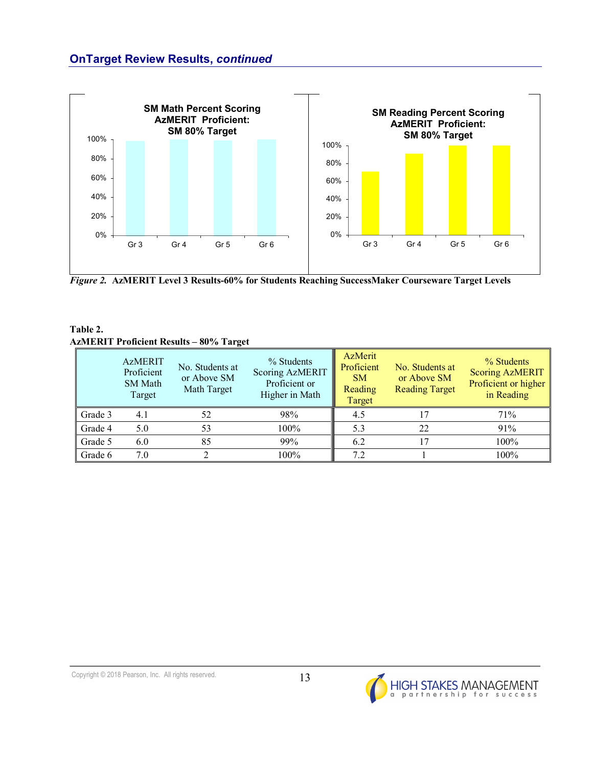## OnTarget Review Results, *continued*

SM Math Percent Scoring AzMERIT Proficient: SM 80% Target

100%
80%
60%
40%
20%
0%
Gr 3
Gr 4
Gr 5
Gr 6

SM Reading Percent Scoring AzMERIT Proficient: SM 80% Target

100%
80%
60%
40%
20%
0%
Gr 3
Gr 4
Gr 5
Gr 6

***Figure 2.*** **AzMERIT Level 3 Results-60% for Students Reaching SuccessMaker Courseware Target Levels**

**Table 2.**
**AzMERIT Proficient Results – 80% Target**

| | AzMERIT Proficient SM Math Target | No. Students at or Above SM Math Target | % Students Scoring AzMERIT Proficient or Higher in Math | AzMerit Proficient SM Reading Target | No. Students at or Above SM Reading Target | % Students Scoring AzMERIT Proficient or higher in Reading |
|---|---|---|---|---|---|---|
| Grade 3 | 4.1 | 52 | 98% | 4.5 | 17 | 71% |
| Grade 4 | 5.0 | 53 | 100% | 5.3 | 22 | 91% |
| Grade 5 | 6.0 | 85 | 99% | 6.2 | 17 | 100% |
| Grade 6 | 7.0 | 2 | 100% | 7.2 | 1 | 100% |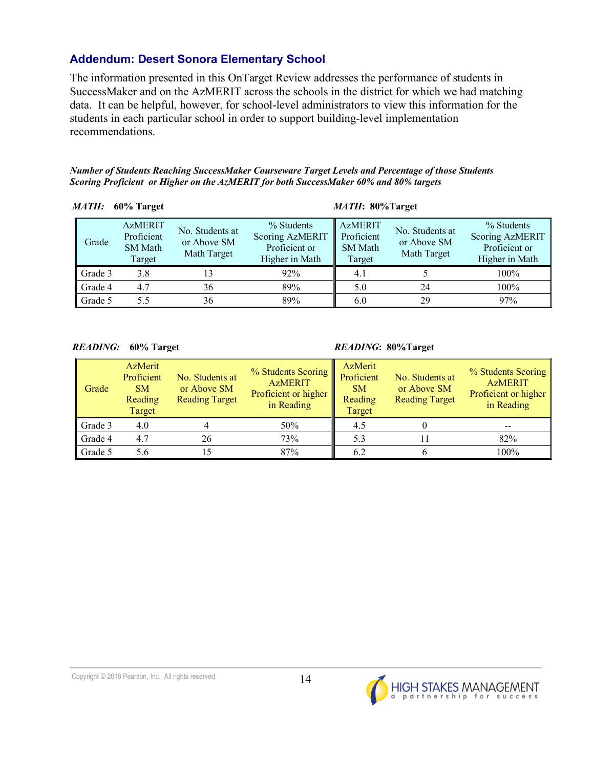## Addendum: Desert Sonora Elementary School

The information presented in this OnTarget Review addresses the performance of students in SuccessMaker and on the AzMERIT across the schools in the district for which we had matching data. It can be helpful, however, for school-level administrators to view this information for the students in each particular school in order to support building-level implementation recommendations.

***Number of Students Reaching SuccessMaker Courseware Target Levels and Percentage of those Students Scoring Proficient or Higher on the AzMERIT for both SuccessMaker 60% and 80% targets***

| Grade | *MATH:* **60% Target** | | | *MATH*: **80%Target** | | |
|---|---|---|---|---|---|---|
| | AzMERIT Proficient SM Math Target | No. Students at or Above SM Math Target | % Students Scoring AzMERIT Proficient or Higher in Math | AzMERIT Proficient SM Math Target | No. Students at or Above SM Math Target | % Students Scoring AzMERIT Proficient or Higher in Math |
| Grade 3 | 3.8 | 13 | 92% | 4.1 | 5 | 100% |
| Grade 4 | 4.7 | 36 | 89% | 5.0 | 24 | 100% |
| Grade 5 | 5.5 | 36 | 89% | 6.0 | 29 | 97% |

| Grade | *READING:* **60% Target** | | | *READING*: **80%Target** | | |
|---|---|---|---|---|---|---|
| | AzMerit Proficient SM Reading Target | No. Students at or Above SM Reading Target | % Students Scoring AzMERIT Proficient or higher in Reading | AzMerit Proficient SM Reading Target | No. Students at or Above SM Reading Target | % Students Scoring AzMERIT Proficient or higher in Reading |
| Grade 3 | 4.0 | 4 | 50% | 4.5 | 0 | -- |
| Grade 4 | 4.7 | 26 | 73% | 5.3 | 11 | 82% |
| Grade 5 | 5.6 | 15 | 87% | 6.2 | 6 | 100% |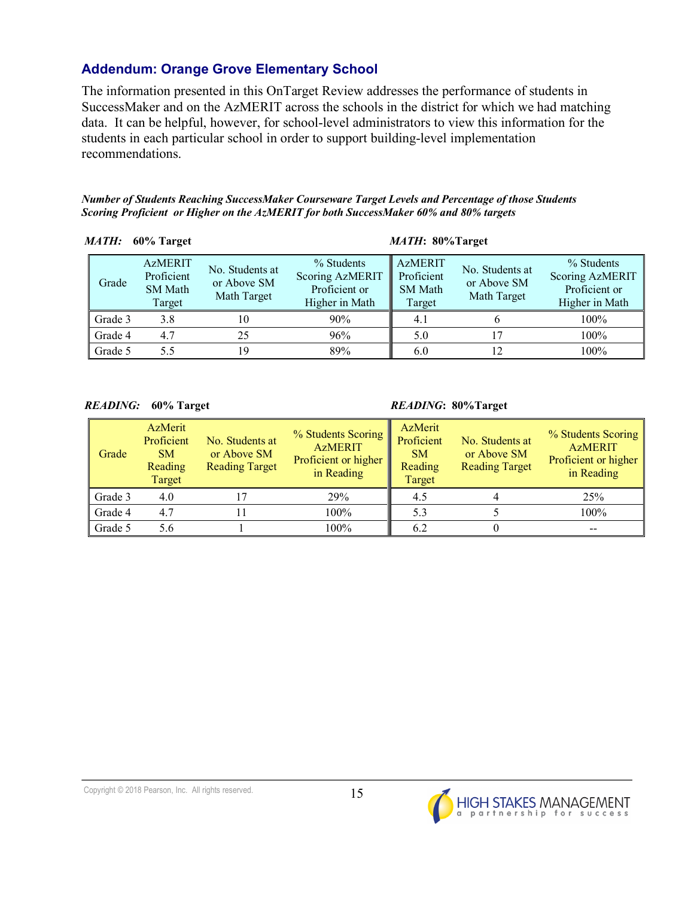## Addendum: Orange Grove Elementary School

The information presented in this OnTarget Review addresses the performance of students in SuccessMaker and on the AzMERIT across the schools in the district for which we had matching data. It can be helpful, however, for school-level administrators to view this information for the students in each particular school in order to support building-level implementation recommendations.

***Number of Students Reaching SuccessMaker Courseware Target Levels and Percentage of those Students Scoring Proficient or Higher on the AzMERIT for both SuccessMaker 60% and 80% targets***

***MATH:* 60% Target** | ***MATH*: 80%Target**

| Grade | AzMERIT Proficient SM Math Target | No. Students at or Above SM Math Target | % Students Scoring AzMERIT Proficient or Higher in Math | AzMERIT Proficient SM Math Target | No. Students at or Above SM Math Target | % Students Scoring AzMERIT Proficient or Higher in Math |
|---|---|---|---|---|---|---|
| Grade 3 | 3.8 | 10 | 90% | 4.1 | 6 | 100% |
| Grade 4 | 4.7 | 25 | 96% | 5.0 | 17 | 100% |
| Grade 5 | 5.5 | 19 | 89% | 6.0 | 12 | 100% |

***READING:* 60% Target** | ***READING*: 80%Target**

| Grade | AzMerit Proficient SM Reading Target | No. Students at or Above SM Reading Target | % Students Scoring AzMERIT Proficient or higher in Reading | AzMerit Proficient SM Reading Target | No. Students at or Above SM Reading Target | % Students Scoring AzMERIT Proficient or higher in Reading |
|---|---|---|---|---|---|---|
| Grade 3 | 4.0 | 17 | 29% | 4.5 | 4 | 25% |
| Grade 4 | 4.7 | 11 | 100% | 5.3 | 5 | 100% |
| Grade 5 | 5.6 | 1 | 100% | 6.2 | 0 | -- |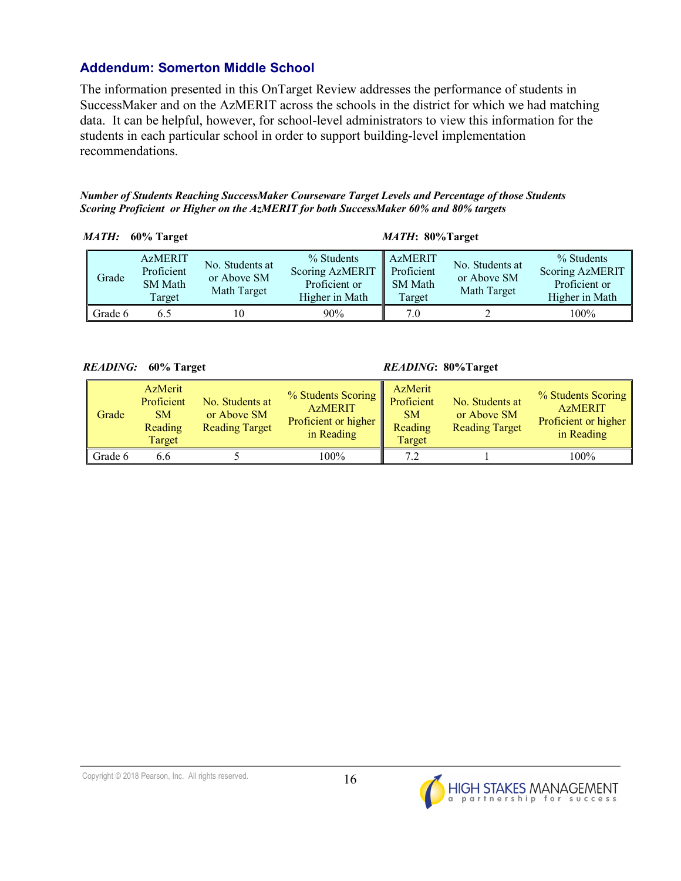## Addendum: Somerton Middle School

The information presented in this OnTarget Review addresses the performance of students in SuccessMaker and on the AzMERIT across the schools in the district for which we had matching data. It can be helpful, however, for school-level administrators to view this information for the students in each particular school in order to support building-level implementation recommendations.

***Number of Students Reaching SuccessMaker Courseware Target Levels and Percentage of those Students Scoring Proficient or Higher on the AzMERIT for both SuccessMaker 60% and 80% targets***

***MATH:* 60% Target** | ***MATH*: 80%Target**

| Grade | AzMERIT Proficient SM Math Target | No. Students at or Above SM Math Target | % Students Scoring AzMERIT Proficient or Higher in Math | AzMERIT Proficient SM Math Target | No. Students at or Above SM Math Target | % Students Scoring AzMERIT Proficient or Higher in Math |
|---|---|---|---|---|---|---|
| Grade 6 | 6.5 | 10 | 90% | 7.0 | 2 | 100% |

***READING:* 60% Target** | ***READING*: 80%Target**

| Grade | AzMerit Proficient SM Reading Target | No. Students at or Above SM Reading Target | % Students Scoring AzMERIT Proficient or higher in Reading | AzMerit Proficient SM Reading Target | No. Students at or Above SM Reading Target | % Students Scoring AzMERIT Proficient or higher in Reading |
|---|---|---|---|---|---|---|
| Grade 6 | 6.6 | 5 | 100% | 7.2 | 1 | 100% |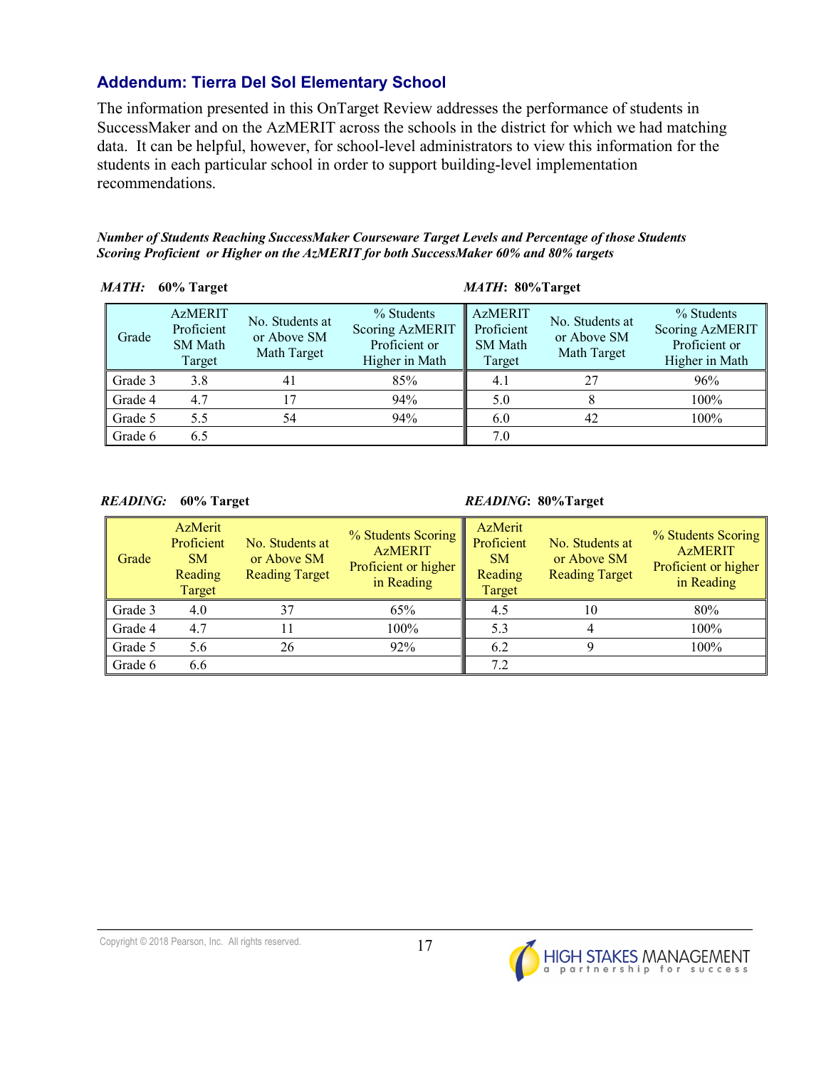## Addendum: Tierra Del Sol Elementary School

The information presented in this OnTarget Review addresses the performance of students in SuccessMaker and on the AzMERIT across the schools in the district for which we had matching data. It can be helpful, however, for school-level administrators to view this information for the students in each particular school in order to support building-level implementation recommendations.

***Number of Students Reaching SuccessMaker Courseware Target Levels and Percentage of those Students Scoring Proficient or Higher on the AzMERIT for both SuccessMaker 60% and 80% targets***

***MATH:* 60% Target** / ***MATH*: 80%Target**

| Grade | AzMERIT Proficient SM Math Target (60%) | No. Students at or Above SM Math Target (60%) | % Students Scoring AzMERIT Proficient or Higher in Math (60%) | AzMERIT Proficient SM Math Target (80%) | No. Students at or Above SM Math Target (80%) | % Students Scoring AzMERIT Proficient or Higher in Math (80%) |
|---|---|---|---|---|---|---|
| Grade 3 | 3.8 | 41 | 85% | 4.1 | 27 | 96% |
| Grade 4 | 4.7 | 17 | 94% | 5.0 | 8 | 100% |
| Grade 5 | 5.5 | 54 | 94% | 6.0 | 42 | 100% |
| Grade 6 | 6.5 | | | 7.0 | | |

***READING:* 60% Target** / ***READING*: 80%Target**

| Grade | AzMerit Proficient SM Reading Target (60%) | No. Students at or Above SM Reading Target (60%) | % Students Scoring AzMERIT Proficient or higher in Reading (60%) | AzMerit Proficient SM Reading Target (80%) | No. Students at or Above SM Reading Target (80%) | % Students Scoring AzMERIT Proficient or higher in Reading (80%) |
|---|---|---|---|---|---|---|
| Grade 3 | 4.0 | 37 | 65% | 4.5 | 10 | 80% |
| Grade 4 | 4.7 | 11 | 100% | 5.3 | 4 | 100% |
| Grade 5 | 5.6 | 26 | 92% | 6.2 | 9 | 100% |
| Grade 6 | 6.6 | | | 7.2 | | |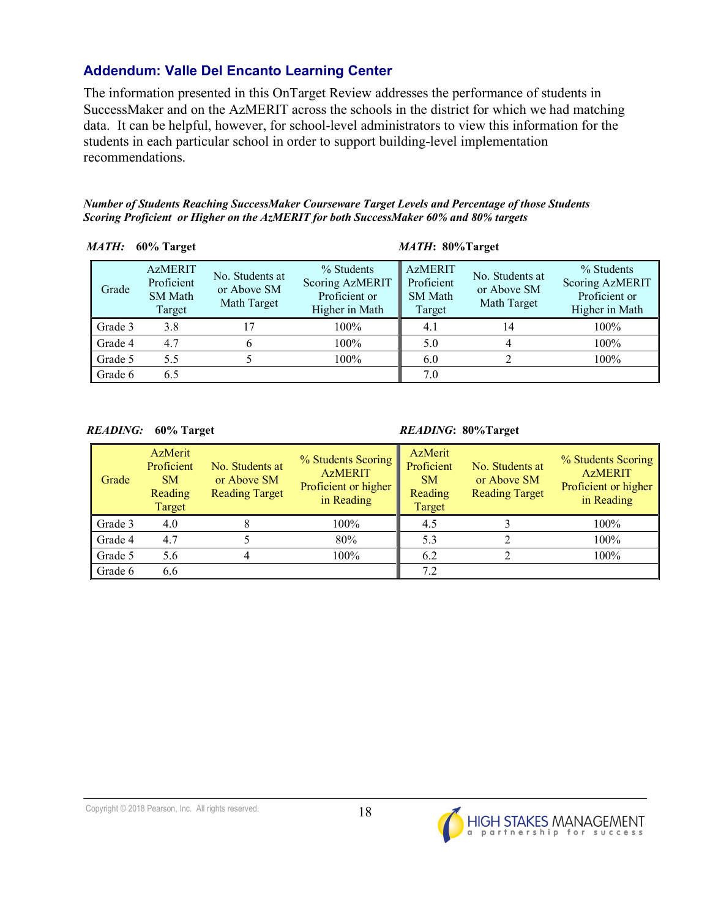## Addendum: Valle Del Encanto Learning Center

The information presented in this OnTarget Review addresses the performance of students in SuccessMaker and on the AzMERIT across the schools in the district for which we had matching data. It can be helpful, however, for school-level administrators to view this information for the students in each particular school in order to support building-level implementation recommendations.

***Number of Students Reaching SuccessMaker Courseware Target Levels and Percentage of those Students Scoring Proficient or Higher on the AzMERIT for both SuccessMaker 60% and 80% targets***

***MATH:*** **60% Target** | ***MATH*****: 80%Target**

| Grade | AzMERIT Proficient SM Math Target | No. Students at or Above SM Math Target | % Students Scoring AzMERIT Proficient or Higher in Math | AzMERIT Proficient SM Math Target | No. Students at or Above SM Math Target | % Students Scoring AzMERIT Proficient or Higher in Math |
|---|---|---|---|---|---|---|
| Grade 3 | 3.8 | 17 | 100% | 4.1 | 14 | 100% |
| Grade 4 | 4.7 | 6 | 100% | 5.0 | 4 | 100% |
| Grade 5 | 5.5 | 5 | 100% | 6.0 | 2 | 100% |
| Grade 6 | 6.5 | | | 7.0 | | |

***READING:*** **60% Target** | ***READING*****: 80%Target**

| Grade | AzMerit Proficient SM Reading Target | No. Students at or Above SM Reading Target | % Students Scoring AzMERIT Proficient or higher in Reading | AzMerit Proficient SM Reading Target | No. Students at or Above SM Reading Target | % Students Scoring AzMERIT Proficient or higher in Reading |
|---|---|---|---|---|---|---|
| Grade 3 | 4.0 | 8 | 100% | 4.5 | 3 | 100% |
| Grade 4 | 4.7 | 5 | 80% | 5.3 | 2 | 100% |
| Grade 5 | 5.6 | 4 | 100% | 6.2 | 2 | 100% |
| Grade 6 | 6.6 | | | 7.2 | | |